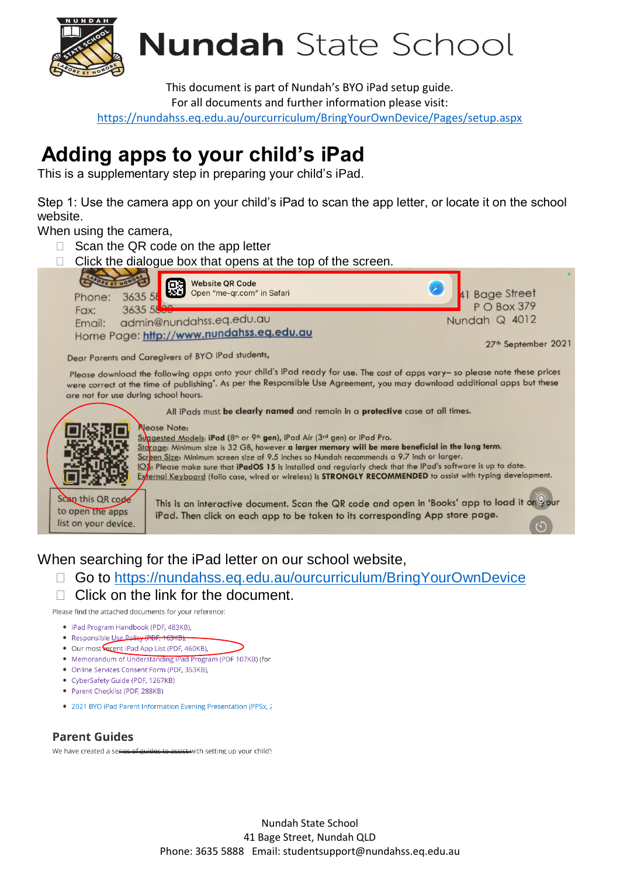# Nundah State School

This document is part of Nundah's BYO iPad setup guide.
For all documents and further information please visit:
https://nundahss.eq.edu.au/ourcurriculum/BringYourOwnDevice/Pages/setup.aspx

# Adding apps to your child's iPad

This is a supplementary step in preparing your child's iPad.

Step 1: Use the camera app on your child's iPad to scan the app letter, or locate it on the school website.

When using the camera,

- Scan the QR code on the app letter
- Click the dialogue box that opens at the top of the screen.

When searching for the iPad letter on our school website,

- Go to https://nundahss.eq.edu.au/ourcurriculum/BringYourOwnDevice
- Click on the link for the document.

Nundah State School
41 Bage Street, Nundah QLD
Phone: 3635 5888 Email: studentsupport@nundahss.eq.edu.au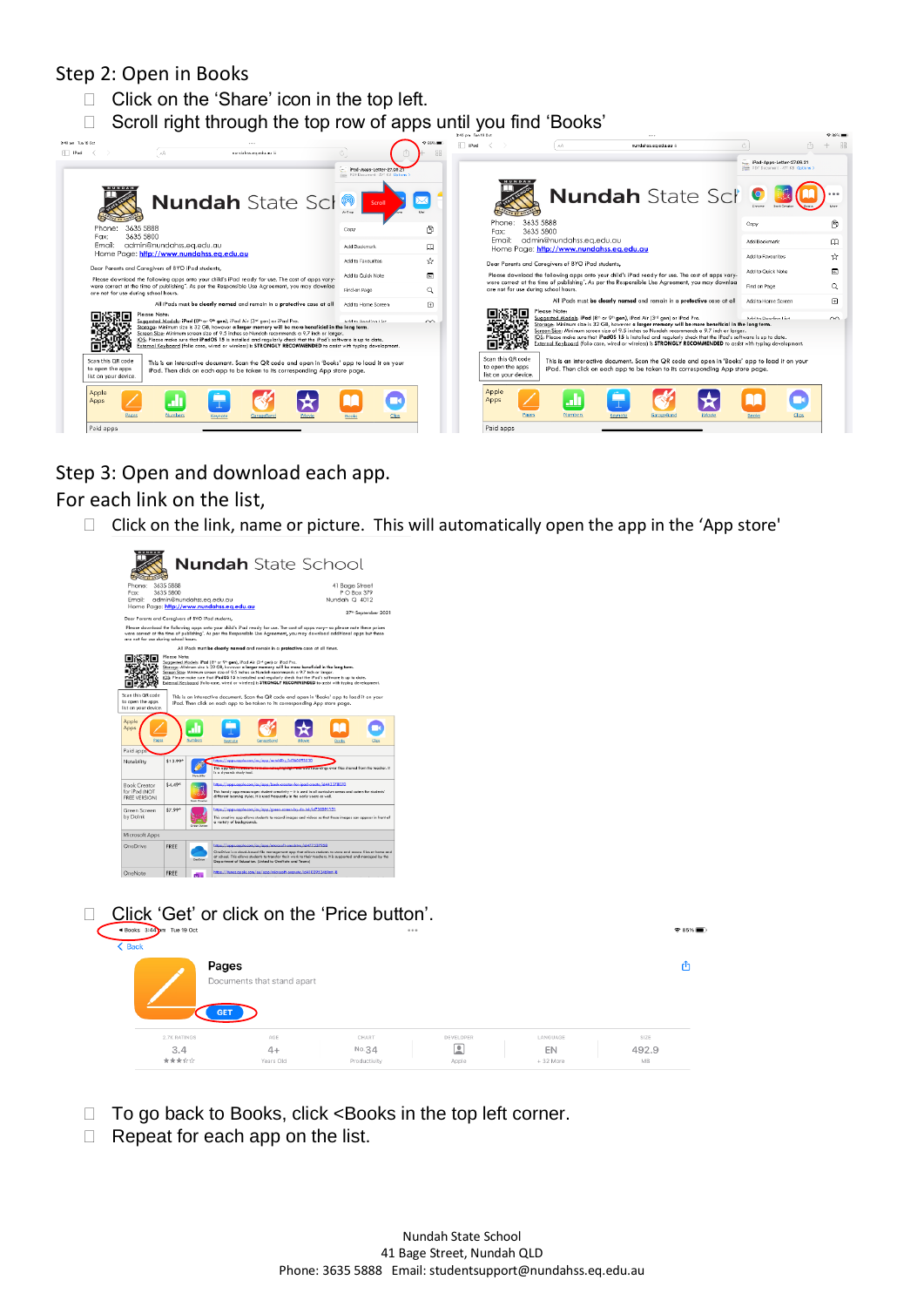Step 2: Open in Books

- ☐ Click on the 'Share' icon in the top left.
- ☐ Scroll right through the top row of apps until you find 'Books'

Step 3: Open and download each app.

For each link on the list,

- ☐ Click on the link, name or picture. This will automatically open the app in the 'App store'
- ☐ Click 'Get' or click on the 'Price button'.
- ☐ To go back to Books, click <Books in the top left corner.
- ☐ Repeat for each app on the list.

Nundah State School
41 Bage Street, Nundah QLD
Phone: 3635 5888 Email: studentsupport@nundahss.eq.edu.au